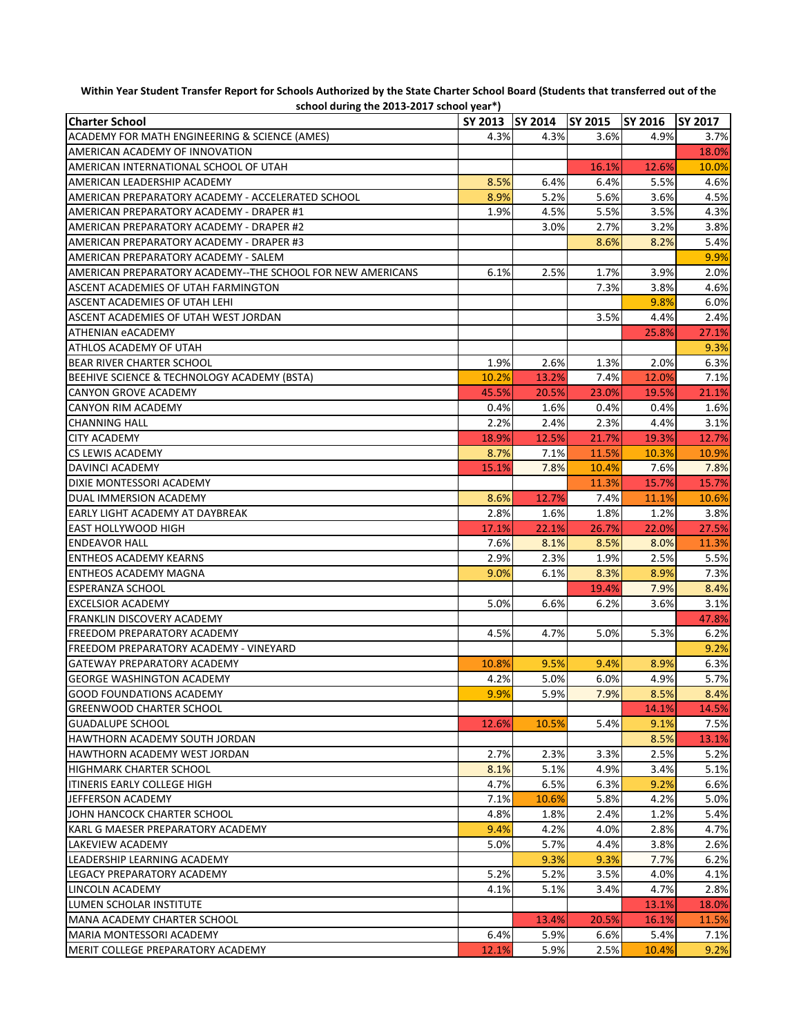**Within Year Student Transfer Report for Schools Authorized by the State Charter School Board (Students that transferred out of the school during the 2013-2017 school year*)**

| Charter School | SY 2013 | SY 2014 | SY 2015 | SY 2016 | SY 2017 |
|---|---|---|---|---|---|
| ACADEMY FOR MATH ENGINEERING & SCIENCE (AMES) | 4.3% | 4.3% | 3.6% | 4.9% | 3.7% |
| AMERICAN ACADEMY OF INNOVATION | | | | | 18.0% |
| AMERICAN INTERNATIONAL SCHOOL OF UTAH | | | 16.1% | 12.6% | 10.0% |
| AMERICAN LEADERSHIP ACADEMY | 8.5% | 6.4% | 6.4% | 5.5% | 4.6% |
| AMERICAN PREPARATORY ACADEMY - ACCELERATED SCHOOL | 8.9% | 5.2% | 5.6% | 3.6% | 4.5% |
| AMERICAN PREPARATORY ACADEMY - DRAPER #1 | 1.9% | 4.5% | 5.5% | 3.5% | 4.3% |
| AMERICAN PREPARATORY ACADEMY - DRAPER #2 | | 3.0% | 2.7% | 3.2% | 3.8% |
| AMERICAN PREPARATORY ACADEMY - DRAPER #3 | | | 8.6% | 8.2% | 5.4% |
| AMERICAN PREPARATORY ACADEMY - SALEM | | | | | 9.9% |
| AMERICAN PREPARATORY ACADEMY--THE SCHOOL FOR NEW AMERICANS | 6.1% | 2.5% | 1.7% | 3.9% | 2.0% |
| ASCENT ACADEMIES OF UTAH FARMINGTON | | | 7.3% | 3.8% | 4.6% |
| ASCENT ACADEMIES OF UTAH LEHI | | | | 9.8% | 6.0% |
| ASCENT ACADEMIES OF UTAH WEST JORDAN | | | 3.5% | 4.4% | 2.4% |
| ATHENIAN eACADEMY | | | | 25.8% | 27.1% |
| ATHLOS ACADEMY OF UTAH | | | | | 9.3% |
| BEAR RIVER CHARTER SCHOOL | 1.9% | 2.6% | 1.3% | 2.0% | 6.3% |
| BEEHIVE SCIENCE & TECHNOLOGY ACADEMY (BSTA) | 10.2% | 13.2% | 7.4% | 12.0% | 7.1% |
| CANYON GROVE ACADEMY | 45.5% | 20.5% | 23.0% | 19.5% | 21.1% |
| CANYON RIM ACADEMY | 0.4% | 1.6% | 0.4% | 0.4% | 1.6% |
| CHANNING HALL | 2.2% | 2.4% | 2.3% | 4.4% | 3.1% |
| CITY ACADEMY | 18.9% | 12.5% | 21.7% | 19.3% | 12.7% |
| CS LEWIS ACADEMY | 8.7% | 7.1% | 11.5% | 10.3% | 10.9% |
| DAVINCI ACADEMY | 15.1% | 7.8% | 10.4% | 7.6% | 7.8% |
| DIXIE MONTESSORI ACADEMY | | | 11.3% | 15.7% | 15.7% |
| DUAL IMMERSION ACADEMY | 8.6% | 12.7% | 7.4% | 11.1% | 10.6% |
| EARLY LIGHT ACADEMY AT DAYBREAK | 2.8% | 1.6% | 1.8% | 1.2% | 3.8% |
| EAST HOLLYWOOD HIGH | 17.1% | 22.1% | 26.7% | 22.0% | 27.5% |
| ENDEAVOR HALL | 7.6% | 8.1% | 8.5% | 8.0% | 11.3% |
| ENTHEOS ACADEMY KEARNS | 2.9% | 2.3% | 1.9% | 2.5% | 5.5% |
| ENTHEOS ACADEMY MAGNA | 9.0% | 6.1% | 8.3% | 8.9% | 7.3% |
| ESPERANZA SCHOOL | | | 19.4% | 7.9% | 8.4% |
| EXCELSIOR ACADEMY | 5.0% | 6.6% | 6.2% | 3.6% | 3.1% |
| FRANKLIN DISCOVERY ACADEMY | | | | | 47.8% |
| FREEDOM PREPARATORY ACADEMY | 4.5% | 4.7% | 5.0% | 5.3% | 6.2% |
| FREEDOM PREPARATORY ACADEMY - VINEYARD | | | | | 9.2% |
| GATEWAY PREPARATORY ACADEMY | 10.8% | 9.5% | 9.4% | 8.9% | 6.3% |
| GEORGE WASHINGTON ACADEMY | 4.2% | 5.0% | 6.0% | 4.9% | 5.7% |
| GOOD FOUNDATIONS ACADEMY | 9.9% | 5.9% | 7.9% | 8.5% | 8.4% |
| GREENWOOD CHARTER SCHOOL | | | | 14.1% | 14.5% |
| GUADALUPE SCHOOL | 12.6% | 10.5% | 5.4% | 9.1% | 7.5% |
| HAWTHORN ACADEMY SOUTH JORDAN | | | | 8.5% | 13.1% |
| HAWTHORN ACADEMY WEST JORDAN | 2.7% | 2.3% | 3.3% | 2.5% | 5.2% |
| HIGHMARK CHARTER SCHOOL | 8.1% | 5.1% | 4.9% | 3.4% | 5.1% |
| ITINERIS EARLY COLLEGE HIGH | 4.7% | 6.5% | 6.3% | 9.2% | 6.6% |
| JEFFERSON ACADEMY | 7.1% | 10.6% | 5.8% | 4.2% | 5.0% |
| JOHN HANCOCK CHARTER SCHOOL | 4.8% | 1.8% | 2.4% | 1.2% | 5.4% |
| KARL G MAESER PREPARATORY ACADEMY | 9.4% | 4.2% | 4.0% | 2.8% | 4.7% |
| LAKEVIEW ACADEMY | 5.0% | 5.7% | 4.4% | 3.8% | 2.6% |
| LEADERSHIP LEARNING ACADEMY | | 9.3% | 9.3% | 7.7% | 6.2% |
| LEGACY PREPARATORY ACADEMY | 5.2% | 5.2% | 3.5% | 4.0% | 4.1% |
| LINCOLN ACADEMY | 4.1% | 5.1% | 3.4% | 4.7% | 2.8% |
| LUMEN SCHOLAR INSTITUTE | | | | 13.1% | 18.0% |
| MANA ACADEMY CHARTER SCHOOL | | 13.4% | 20.5% | 16.1% | 11.5% |
| MARIA MONTESSORI ACADEMY | 6.4% | 5.9% | 6.6% | 5.4% | 7.1% |
| MERIT COLLEGE PREPARATORY ACADEMY | 12.1% | 5.9% | 2.5% | 10.4% | 9.2% |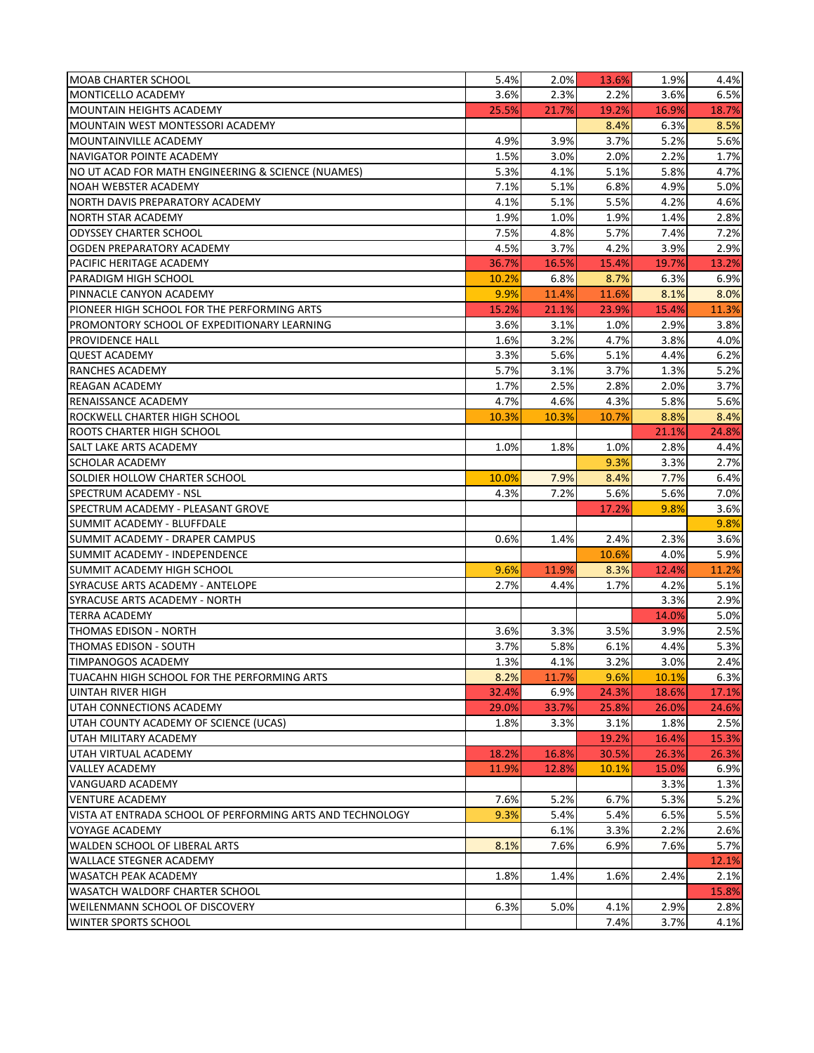| | | | | | |
|---|---|---|---|---|---|
| MOAB CHARTER SCHOOL | 5.4% | 2.0% | 13.6% | 1.9% | 4.4% |
| MONTICELLO ACADEMY | 3.6% | 2.3% | 2.2% | 3.6% | 6.5% |
| MOUNTAIN HEIGHTS ACADEMY | 25.5% | 21.7% | 19.2% | 16.9% | 18.7% |
| MOUNTAIN WEST MONTESSORI ACADEMY | | | 8.4% | 6.3% | 8.5% |
| MOUNTAINVILLE ACADEMY | 4.9% | 3.9% | 3.7% | 5.2% | 5.6% |
| NAVIGATOR POINTE ACADEMY | 1.5% | 3.0% | 2.0% | 2.2% | 1.7% |
| NO UT ACAD FOR MATH ENGINEERING & SCIENCE (NUAMES) | 5.3% | 4.1% | 5.1% | 5.8% | 4.7% |
| NOAH WEBSTER ACADEMY | 7.1% | 5.1% | 6.8% | 4.9% | 5.0% |
| NORTH DAVIS PREPARATORY ACADEMY | 4.1% | 5.1% | 5.5% | 4.2% | 4.6% |
| NORTH STAR ACADEMY | 1.9% | 1.0% | 1.9% | 1.4% | 2.8% |
| ODYSSEY CHARTER SCHOOL | 7.5% | 4.8% | 5.7% | 7.4% | 7.2% |
| OGDEN PREPARATORY ACADEMY | 4.5% | 3.7% | 4.2% | 3.9% | 2.9% |
| PACIFIC HERITAGE ACADEMY | 36.7% | 16.5% | 15.4% | 19.7% | 13.2% |
| PARADIGM HIGH SCHOOL | 10.2% | 6.8% | 8.7% | 6.3% | 6.9% |
| PINNACLE CANYON ACADEMY | 9.9% | 11.4% | 11.6% | 8.1% | 8.0% |
| PIONEER HIGH SCHOOL FOR THE PERFORMING ARTS | 15.2% | 21.1% | 23.9% | 15.4% | 11.3% |
| PROMONTORY SCHOOL OF EXPEDITIONARY LEARNING | 3.6% | 3.1% | 1.0% | 2.9% | 3.8% |
| PROVIDENCE HALL | 1.6% | 3.2% | 4.7% | 3.8% | 4.0% |
| QUEST ACADEMY | 3.3% | 5.6% | 5.1% | 4.4% | 6.2% |
| RANCHES ACADEMY | 5.7% | 3.1% | 3.7% | 1.3% | 5.2% |
| REAGAN ACADEMY | 1.7% | 2.5% | 2.8% | 2.0% | 3.7% |
| RENAISSANCE ACADEMY | 4.7% | 4.6% | 4.3% | 5.8% | 5.6% |
| ROCKWELL CHARTER HIGH SCHOOL | 10.3% | 10.3% | 10.7% | 8.8% | 8.4% |
| ROOTS CHARTER HIGH SCHOOL | | | | 21.1% | 24.8% |
| SALT LAKE ARTS ACADEMY | 1.0% | 1.8% | 1.0% | 2.8% | 4.4% |
| SCHOLAR ACADEMY | | | 9.3% | 3.3% | 2.7% |
| SOLDIER HOLLOW CHARTER SCHOOL | 10.0% | 7.9% | 8.4% | 7.7% | 6.4% |
| SPECTRUM ACADEMY - NSL | 4.3% | 7.2% | 5.6% | 5.6% | 7.0% |
| SPECTRUM ACADEMY - PLEASANT GROVE | | | 17.2% | 9.8% | 3.6% |
| SUMMIT ACADEMY - BLUFFDALE | | | | | 9.8% |
| SUMMIT ACADEMY - DRAPER CAMPUS | 0.6% | 1.4% | 2.4% | 2.3% | 3.6% |
| SUMMIT ACADEMY - INDEPENDENCE | | | 10.6% | 4.0% | 5.9% |
| SUMMIT ACADEMY HIGH SCHOOL | 9.6% | 11.9% | 8.3% | 12.4% | 11.2% |
| SYRACUSE ARTS ACADEMY - ANTELOPE | 2.7% | 4.4% | 1.7% | 4.2% | 5.1% |
| SYRACUSE ARTS ACADEMY - NORTH | | | | 3.3% | 2.9% |
| TERRA ACADEMY | | | | 14.0% | 5.0% |
| THOMAS EDISON - NORTH | 3.6% | 3.3% | 3.5% | 3.9% | 2.5% |
| THOMAS EDISON - SOUTH | 3.7% | 5.8% | 6.1% | 4.4% | 5.3% |
| TIMPANOGOS ACADEMY | 1.3% | 4.1% | 3.2% | 3.0% | 2.4% |
| TUACAHN HIGH SCHOOL FOR THE PERFORMING ARTS | 8.2% | 11.7% | 9.6% | 10.1% | 6.3% |
| UINTAH RIVER HIGH | 32.4% | 6.9% | 24.3% | 18.6% | 17.1% |
| UTAH CONNECTIONS ACADEMY | 29.0% | 33.7% | 25.8% | 26.0% | 24.6% |
| UTAH COUNTY ACADEMY OF SCIENCE (UCAS) | 1.8% | 3.3% | 3.1% | 1.8% | 2.5% |
| UTAH MILITARY ACADEMY | | | 19.2% | 16.4% | 15.3% |
| UTAH VIRTUAL ACADEMY | 18.2% | 16.8% | 30.5% | 26.3% | 26.3% |
| VALLEY ACADEMY | 11.9% | 12.8% | 10.1% | 15.0% | 6.9% |
| VANGUARD ACADEMY | | | | 3.3% | 1.3% |
| VENTURE ACADEMY | 7.6% | 5.2% | 6.7% | 5.3% | 5.2% |
| VISTA AT ENTRADA SCHOOL OF PERFORMING ARTS AND TECHNOLOGY | 9.3% | 5.4% | 5.4% | 6.5% | 5.5% |
| VOYAGE ACADEMY | | 6.1% | 3.3% | 2.2% | 2.6% |
| WALDEN SCHOOL OF LIBERAL ARTS | 8.1% | 7.6% | 6.9% | 7.6% | 5.7% |
| WALLACE STEGNER ACADEMY | | | | | 12.1% |
| WASATCH PEAK ACADEMY | 1.8% | 1.4% | 1.6% | 2.4% | 2.1% |
| WASATCH WALDORF CHARTER SCHOOL | | | | | 15.8% |
| WEILENMANN SCHOOL OF DISCOVERY | 6.3% | 5.0% | 4.1% | 2.9% | 2.8% |
| WINTER SPORTS SCHOOL | | | 7.4% | 3.7% | 4.1% |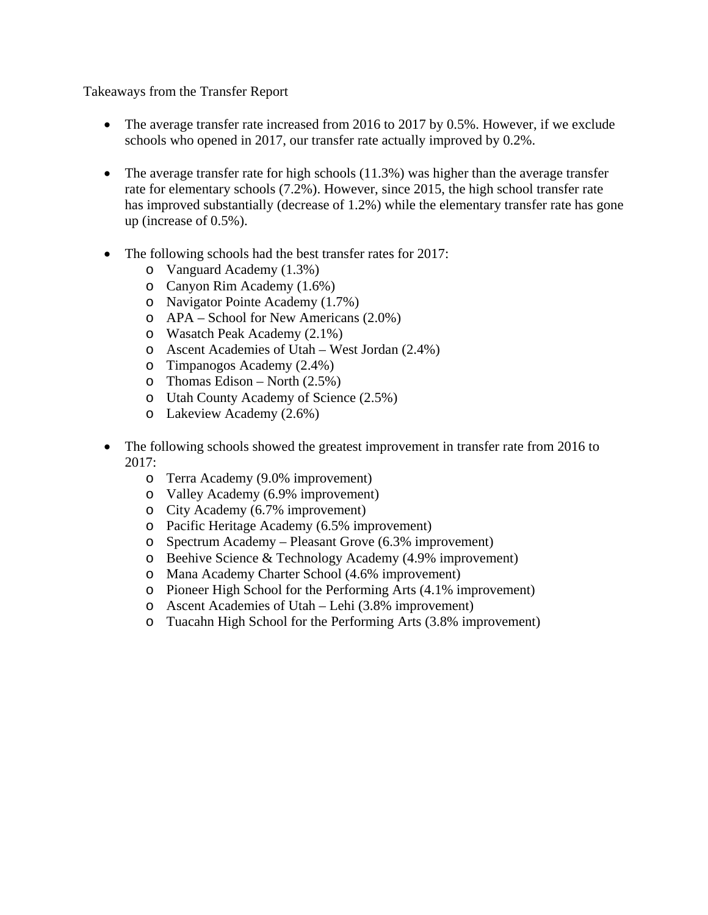Takeaways from the Transfer Report

- The average transfer rate increased from 2016 to 2017 by 0.5%. However, if we exclude schools who opened in 2017, our transfer rate actually improved by 0.2%.

- The average transfer rate for high schools (11.3%) was higher than the average transfer rate for elementary schools (7.2%). However, since 2015, the high school transfer rate has improved substantially (decrease of 1.2%) while the elementary transfer rate has gone up (increase of 0.5%).

- The following schools had the best transfer rates for 2017:
  - Vanguard Academy (1.3%)
  - Canyon Rim Academy (1.6%)
  - Navigator Pointe Academy (1.7%)
  - APA – School for New Americans (2.0%)
  - Wasatch Peak Academy (2.1%)
  - Ascent Academies of Utah – West Jordan (2.4%)
  - Timpanogos Academy (2.4%)
  - Thomas Edison – North (2.5%)
  - Utah County Academy of Science (2.5%)
  - Lakeview Academy (2.6%)

- The following schools showed the greatest improvement in transfer rate from 2016 to 2017:
  - Terra Academy (9.0% improvement)
  - Valley Academy (6.9% improvement)
  - City Academy (6.7% improvement)
  - Pacific Heritage Academy (6.5% improvement)
  - Spectrum Academy – Pleasant Grove (6.3% improvement)
  - Beehive Science & Technology Academy (4.9% improvement)
  - Mana Academy Charter School (4.6% improvement)
  - Pioneer High School for the Performing Arts (4.1% improvement)
  - Ascent Academies of Utah – Lehi (3.8% improvement)
  - Tuacahn High School for the Performing Arts (3.8% improvement)